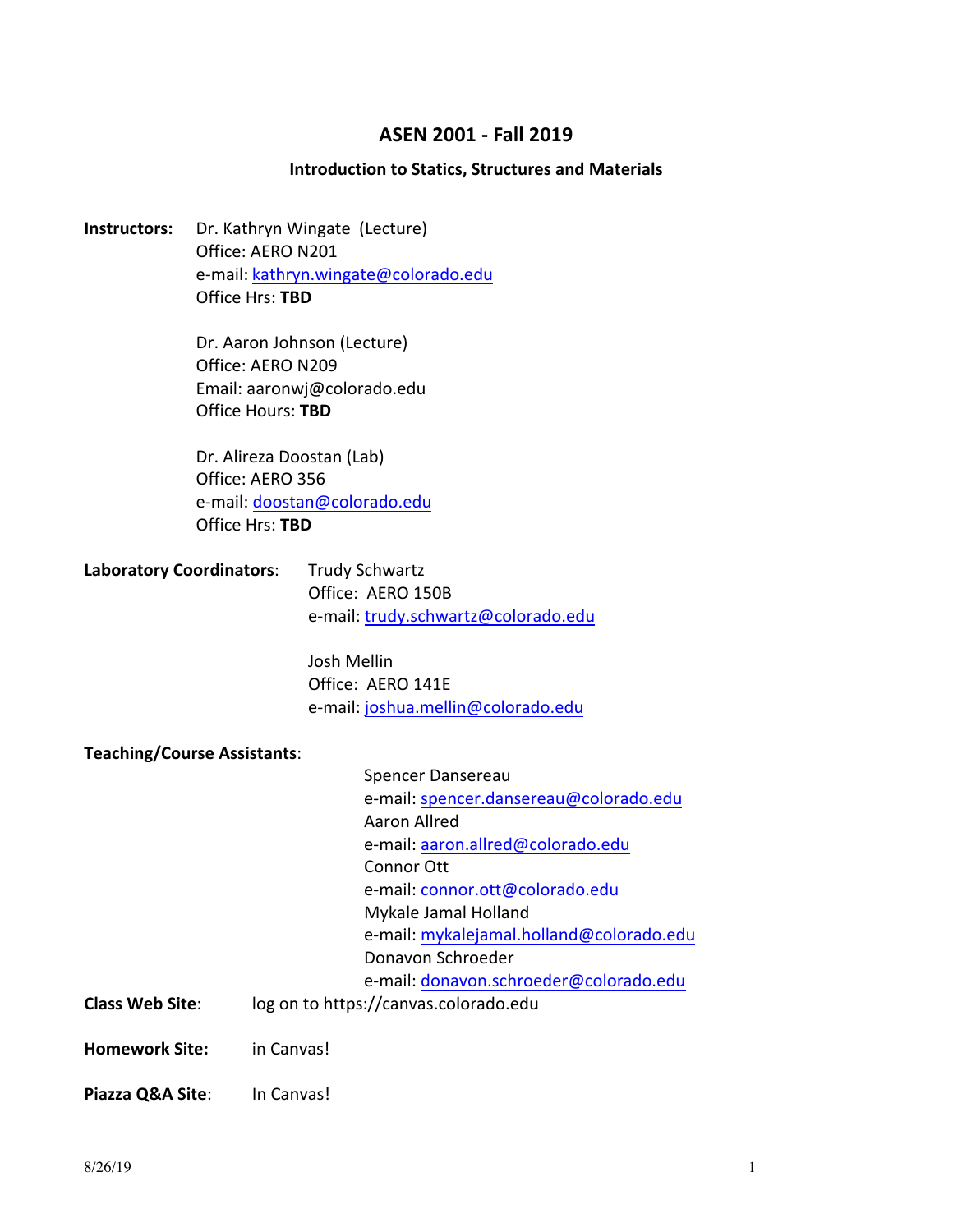# ASEN 2001 - Fall 2019

## Introduction to Statics, Structures and Materials

**Instructors:** Dr. Kathryn Wingate (Lecture)
Office: AERO N201
e-mail: kathryn.wingate@colorado.edu
Office Hrs: **TBD**

Dr. Aaron Johnson (Lecture)
Office: AERO N209
Email: aaronwj@colorado.edu
Office Hours: **TBD**

Dr. Alireza Doostan (Lab)
Office: AERO 356
e-mail: doostan@colorado.edu
Office Hrs: **TBD**

**Laboratory Coordinators**: Trudy Schwartz
Office: AERO 150B
e-mail: trudy.schwartz@colorado.edu

Josh Mellin
Office: AERO 141E
e-mail: joshua.mellin@colorado.edu

**Teaching/Course Assistants**:

Spencer Dansereau
e-mail: spencer.dansereau@colorado.edu
Aaron Allred
e-mail: aaron.allred@colorado.edu
Connor Ott
e-mail: connor.ott@colorado.edu
Mykale Jamal Holland
e-mail: mykalejamal.holland@colorado.edu
Donavon Schroeder
e-mail: donavon.schroeder@colorado.edu

**Class Web Site**: log on to https://canvas.colorado.edu

**Homework Site:** in Canvas!

**Piazza Q&A Site**: In Canvas!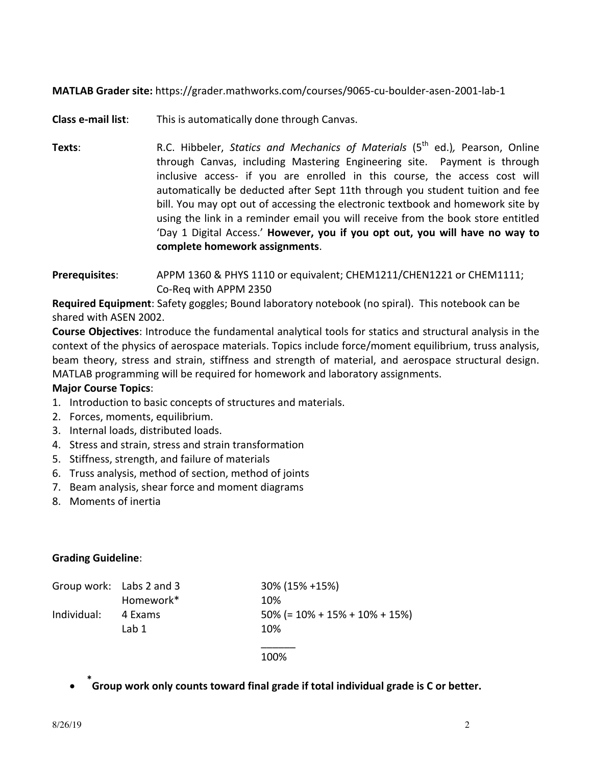**MATLAB Grader site:** https://grader.mathworks.com/courses/9065-cu-boulder-asen-2001-lab-1

**Class e-mail list**: This is automatically done through Canvas.

**Texts**: R.C. Hibbeler, *Statics and Mechanics of Materials* (5th ed.)*,* Pearson, Online through Canvas, including Mastering Engineering site. Payment is through inclusive access- if you are enrolled in this course, the access cost will automatically be deducted after Sept 11th through you student tuition and fee bill. You may opt out of accessing the electronic textbook and homework site by using the link in a reminder email you will receive from the book store entitled 'Day 1 Digital Access.' **However, you if you opt out, you will have no way to complete homework assignments**.

**Prerequisites**: APPM 1360 & PHYS 1110 or equivalent; CHEM1211/CHEN1221 or CHEM1111; Co-Req with APPM 2350

**Required Equipment**: Safety goggles; Bound laboratory notebook (no spiral). This notebook can be shared with ASEN 2002.

**Course Objectives**: Introduce the fundamental analytical tools for statics and structural analysis in the context of the physics of aerospace materials. Topics include force/moment equilibrium, truss analysis, beam theory, stress and strain, stiffness and strength of material, and aerospace structural design. MATLAB programming will be required for homework and laboratory assignments.

**Major Course Topics**:

1. Introduction to basic concepts of structures and materials.
2. Forces, moments, equilibrium.
3. Internal loads, distributed loads.
4. Stress and strain, stress and strain transformation
5. Stiffness, strength, and failure of materials
6. Truss analysis, method of section, method of joints
7. Beam analysis, shear force and moment diagrams
8. Moments of inertia

**Grading Guideline**:

| | | |
|---|---|---|
| Group work: | Labs 2 and 3 | 30% (15% +15%) |
| | Homework* | 10% |
| Individual: | 4 Exams | 50% (= 10% + 15% + 10% + 15%) |
| | Lab 1 | 10% |
| | | 100% |

- ***Group work only counts toward final grade if total individual grade is C or better.**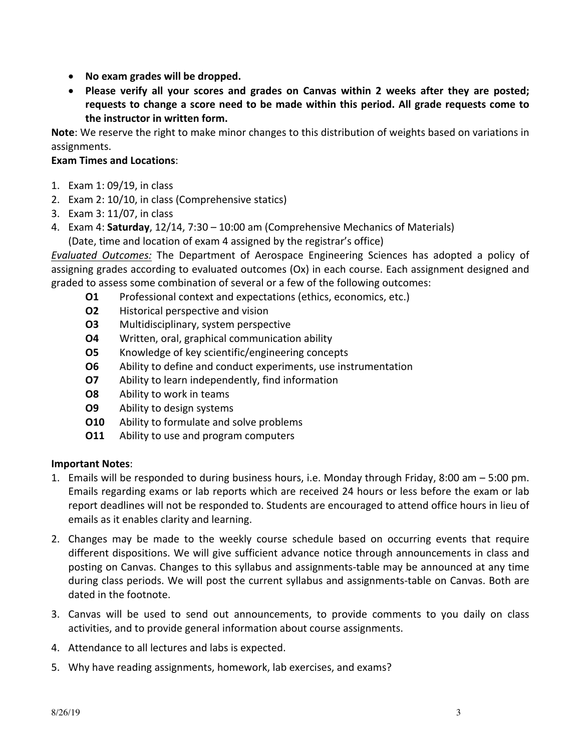- **No exam grades will be dropped.**
- **Please verify all your scores and grades on Canvas within 2 weeks after they are posted; requests to change a score need to be made within this period. All grade requests come to the instructor in written form.**

**Note**: We reserve the right to make minor changes to this distribution of weights based on variations in assignments.

**Exam Times and Locations**:

1. Exam 1: 09/19, in class
2. Exam 2: 10/10, in class (Comprehensive statics)
3. Exam 3: 11/07, in class
4. Exam 4: **Saturday**, 12/14, 7:30 – 10:00 am (Comprehensive Mechanics of Materials)
   (Date, time and location of exam 4 assigned by the registrar's office)

*Evaluated Outcomes:* The Department of Aerospace Engineering Sciences has adopted a policy of assigning grades according to evaluated outcomes (Ox) in each course. Each assignment designed and graded to assess some combination of several or a few of the following outcomes:

- **O1** Professional context and expectations (ethics, economics, etc.)
- **O2** Historical perspective and vision
- **O3** Multidisciplinary, system perspective
- **O4** Written, oral, graphical communication ability
- **O5** Knowledge of key scientific/engineering concepts
- **O6** Ability to define and conduct experiments, use instrumentation
- **O7** Ability to learn independently, find information
- **O8** Ability to work in teams
- **O9** Ability to design systems
- **O10** Ability to formulate and solve problems
- **O11** Ability to use and program computers

**Important Notes**:

1. Emails will be responded to during business hours, i.e. Monday through Friday, 8:00 am – 5:00 pm. Emails regarding exams or lab reports which are received 24 hours or less before the exam or lab report deadlines will not be responded to. Students are encouraged to attend office hours in lieu of emails as it enables clarity and learning.
2. Changes may be made to the weekly course schedule based on occurring events that require different dispositions. We will give sufficient advance notice through announcements in class and posting on Canvas. Changes to this syllabus and assignments-table may be announced at any time during class periods. We will post the current syllabus and assignments-table on Canvas. Both are dated in the footnote.
3. Canvas will be used to send out announcements, to provide comments to you daily on class activities, and to provide general information about course assignments.
4. Attendance to all lectures and labs is expected.
5. Why have reading assignments, homework, lab exercises, and exams?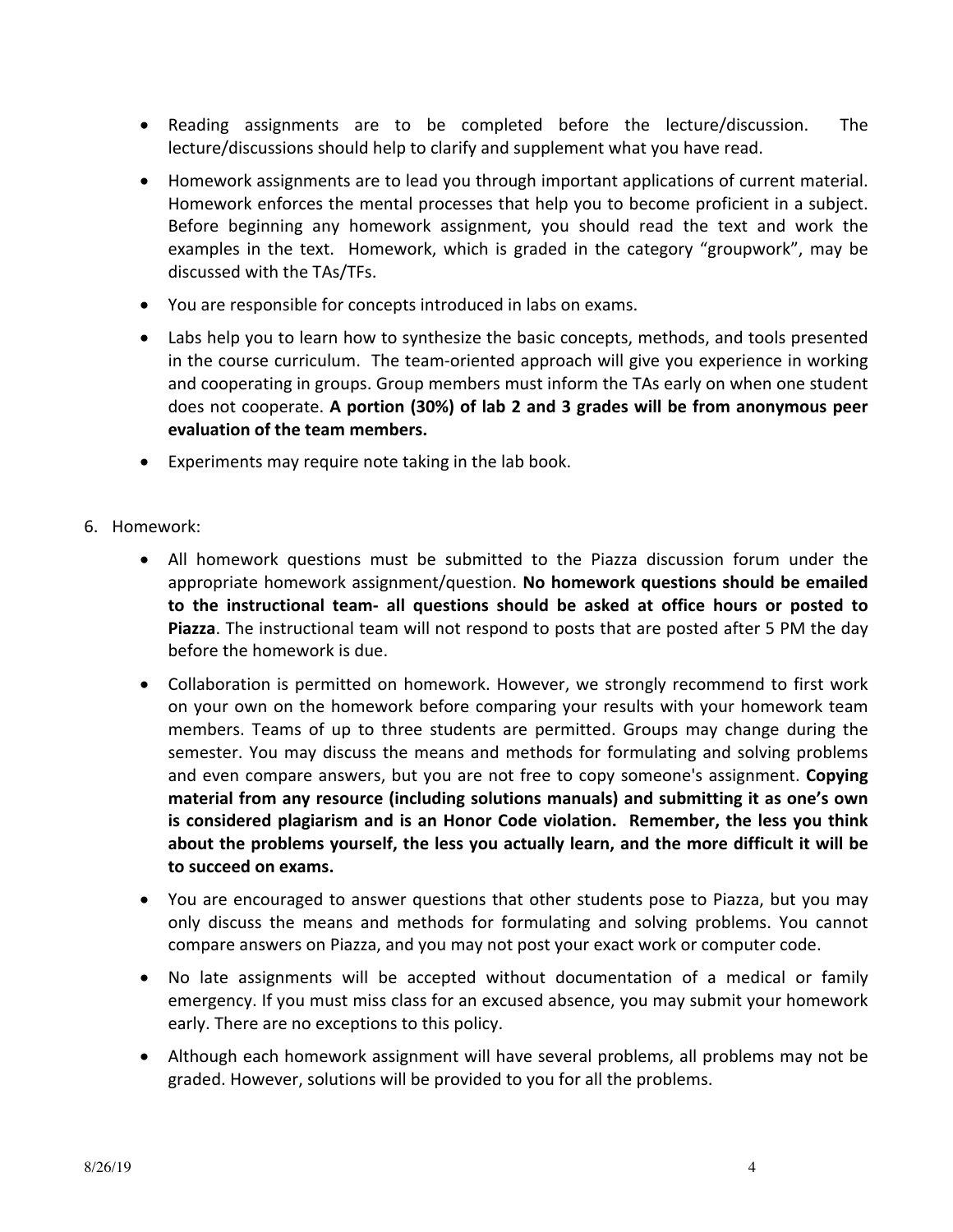- Reading assignments are to be completed before the lecture/discussion. The lecture/discussions should help to clarify and supplement what you have read.
- Homework assignments are to lead you through important applications of current material. Homework enforces the mental processes that help you to become proficient in a subject. Before beginning any homework assignment, you should read the text and work the examples in the text. Homework, which is graded in the category "groupwork", may be discussed with the TAs/TFs.
- You are responsible for concepts introduced in labs on exams.
- Labs help you to learn how to synthesize the basic concepts, methods, and tools presented in the course curriculum. The team-oriented approach will give you experience in working and cooperating in groups. Group members must inform the TAs early on when one student does not cooperate. **A portion (30%) of lab 2 and 3 grades will be from anonymous peer evaluation of the team members.**
- Experiments may require note taking in the lab book.

6. Homework:

- All homework questions must be submitted to the Piazza discussion forum under the appropriate homework assignment/question. **No homework questions should be emailed to the instructional team- all questions should be asked at office hours or posted to Piazza**. The instructional team will not respond to posts that are posted after 5 PM the day before the homework is due.
- Collaboration is permitted on homework. However, we strongly recommend to first work on your own on the homework before comparing your results with your homework team members. Teams of up to three students are permitted. Groups may change during the semester. You may discuss the means and methods for formulating and solving problems and even compare answers, but you are not free to copy someone's assignment. **Copying material from any resource (including solutions manuals) and submitting it as one's own is considered plagiarism and is an Honor Code violation. Remember, the less you think about the problems yourself, the less you actually learn, and the more difficult it will be to succeed on exams.**
- You are encouraged to answer questions that other students pose to Piazza, but you may only discuss the means and methods for formulating and solving problems. You cannot compare answers on Piazza, and you may not post your exact work or computer code.
- No late assignments will be accepted without documentation of a medical or family emergency. If you must miss class for an excused absence, you may submit your homework early. There are no exceptions to this policy.
- Although each homework assignment will have several problems, all problems may not be graded. However, solutions will be provided to you for all the problems.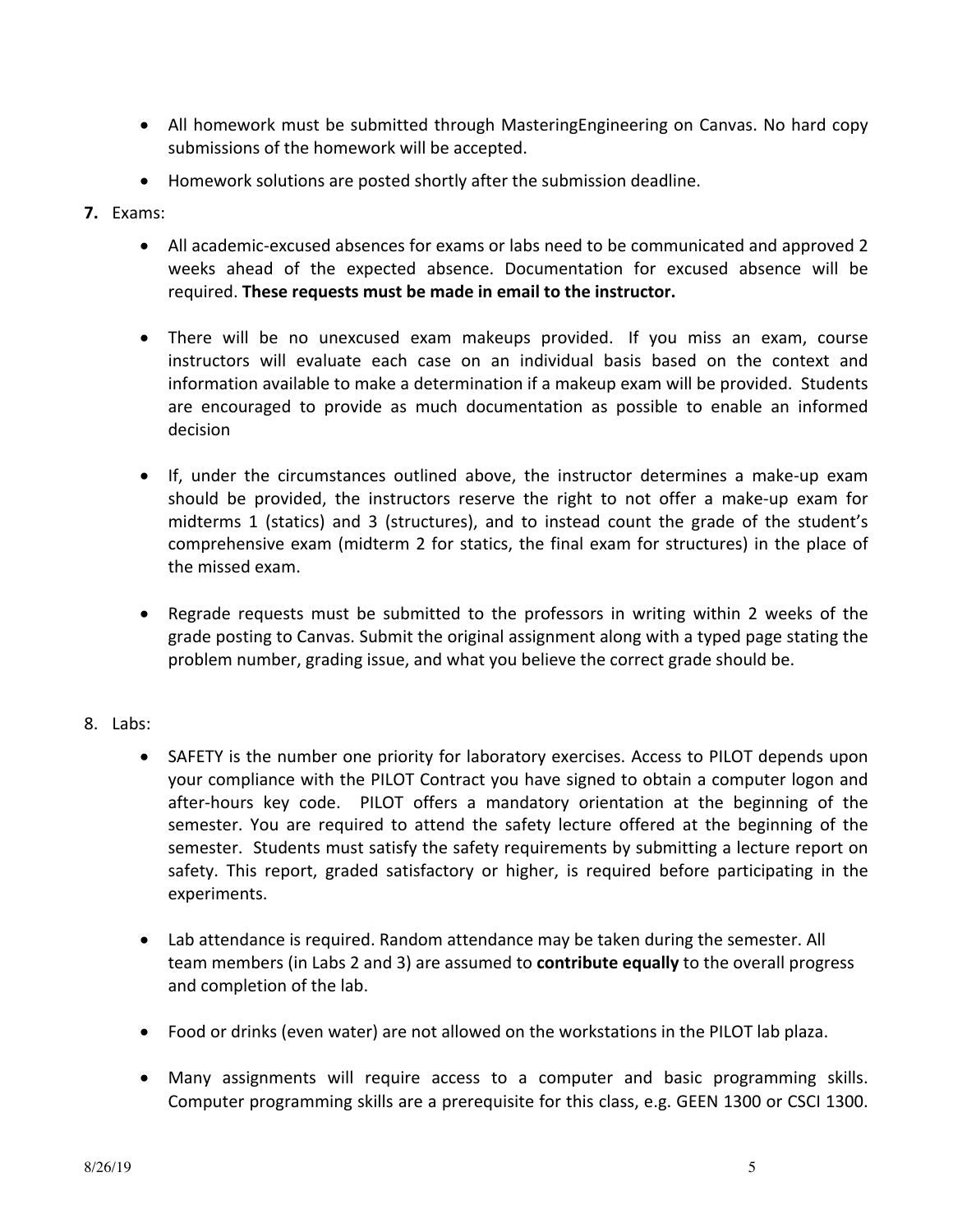- All homework must be submitted through MasteringEngineering on Canvas. No hard copy submissions of the homework will be accepted.
- Homework solutions are posted shortly after the submission deadline.

**7.** Exams:

- All academic-excused absences for exams or labs need to be communicated and approved 2 weeks ahead of the expected absence. Documentation for excused absence will be required. **These requests must be made in email to the instructor.**

- There will be no unexcused exam makeups provided. If you miss an exam, course instructors will evaluate each case on an individual basis based on the context and information available to make a determination if a makeup exam will be provided. Students are encouraged to provide as much documentation as possible to enable an informed decision

- If, under the circumstances outlined above, the instructor determines a make-up exam should be provided, the instructors reserve the right to not offer a make-up exam for midterms 1 (statics) and 3 (structures), and to instead count the grade of the student's comprehensive exam (midterm 2 for statics, the final exam for structures) in the place of the missed exam.

- Regrade requests must be submitted to the professors in writing within 2 weeks of the grade posting to Canvas. Submit the original assignment along with a typed page stating the problem number, grading issue, and what you believe the correct grade should be.

8. Labs:

- SAFETY is the number one priority for laboratory exercises. Access to PILOT depends upon your compliance with the PILOT Contract you have signed to obtain a computer logon and after-hours key code. PILOT offers a mandatory orientation at the beginning of the semester. You are required to attend the safety lecture offered at the beginning of the semester. Students must satisfy the safety requirements by submitting a lecture report on safety. This report, graded satisfactory or higher, is required before participating in the experiments.

- Lab attendance is required. Random attendance may be taken during the semester. All team members (in Labs 2 and 3) are assumed to **contribute equally** to the overall progress and completion of the lab.

- Food or drinks (even water) are not allowed on the workstations in the PILOT lab plaza.

- Many assignments will require access to a computer and basic programming skills. Computer programming skills are a prerequisite for this class, e.g. GEEN 1300 or CSCI 1300.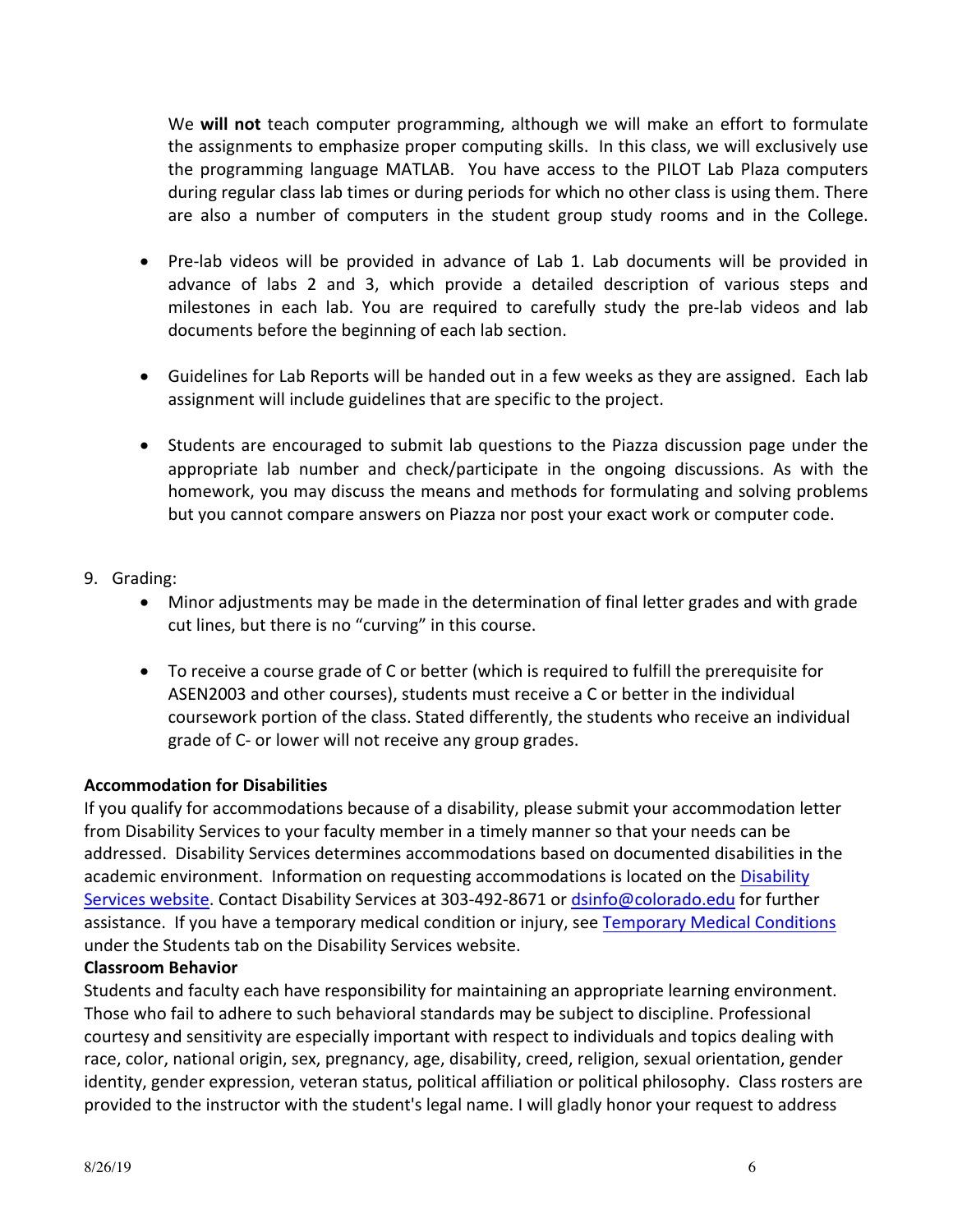We **will not** teach computer programming, although we will make an effort to formulate the assignments to emphasize proper computing skills. In this class, we will exclusively use the programming language MATLAB. You have access to the PILOT Lab Plaza computers during regular class lab times or during periods for which no other class is using them. There are also a number of computers in the student group study rooms and in the College.

- Pre-lab videos will be provided in advance of Lab 1. Lab documents will be provided in advance of labs 2 and 3, which provide a detailed description of various steps and milestones in each lab. You are required to carefully study the pre-lab videos and lab documents before the beginning of each lab section.

- Guidelines for Lab Reports will be handed out in a few weeks as they are assigned. Each lab assignment will include guidelines that are specific to the project.

- Students are encouraged to submit lab questions to the Piazza discussion page under the appropriate lab number and check/participate in the ongoing discussions. As with the homework, you may discuss the means and methods for formulating and solving problems but you cannot compare answers on Piazza nor post your exact work or computer code.

9. Grading:
   - Minor adjustments may be made in the determination of final letter grades and with grade cut lines, but there is no "curving" in this course.

   - To receive a course grade of C or better (which is required to fulfill the prerequisite for ASEN2003 and other courses), students must receive a C or better in the individual coursework portion of the class. Stated differently, the students who receive an individual grade of C- or lower will not receive any group grades.

**Accommodation for Disabilities**

If you qualify for accommodations because of a disability, please submit your accommodation letter from Disability Services to your faculty member in a timely manner so that your needs can be addressed. Disability Services determines accommodations based on documented disabilities in the academic environment. Information on requesting accommodations is located on the Disability Services website. Contact Disability Services at 303-492-8671 or dsinfo@colorado.edu for further assistance. If you have a temporary medical condition or injury, see Temporary Medical Conditions under the Students tab on the Disability Services website.

**Classroom Behavior**

Students and faculty each have responsibility for maintaining an appropriate learning environment. Those who fail to adhere to such behavioral standards may be subject to discipline. Professional courtesy and sensitivity are especially important with respect to individuals and topics dealing with race, color, national origin, sex, pregnancy, age, disability, creed, religion, sexual orientation, gender identity, gender expression, veteran status, political affiliation or political philosophy. Class rosters are provided to the instructor with the student's legal name. I will gladly honor your request to address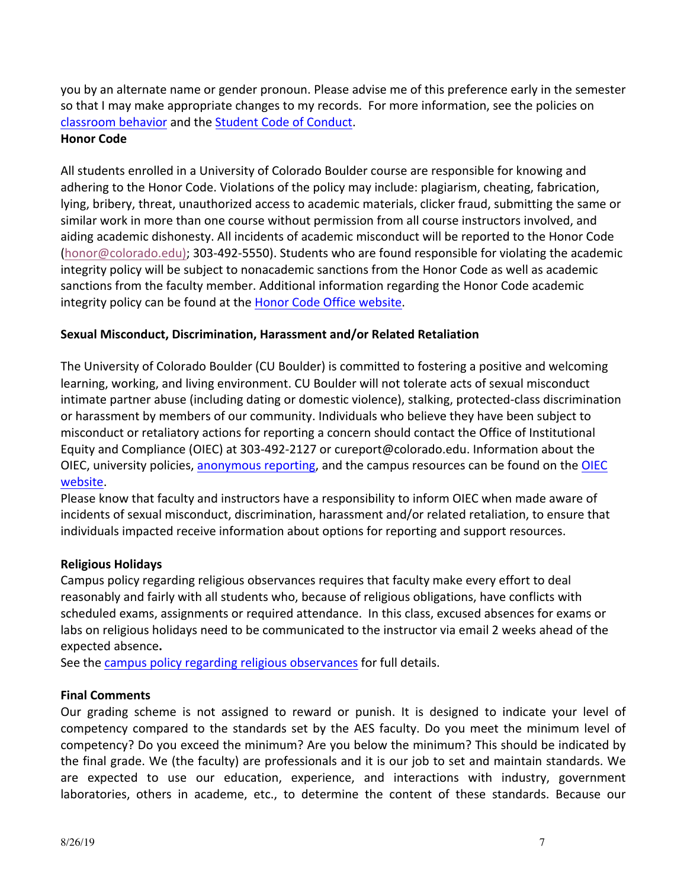you by an alternate name or gender pronoun. Please advise me of this preference early in the semester so that I may make appropriate changes to my records. For more information, see the policies on classroom behavior and the Student Code of Conduct.

**Honor Code**

All students enrolled in a University of Colorado Boulder course are responsible for knowing and adhering to the Honor Code. Violations of the policy may include: plagiarism, cheating, fabrication, lying, bribery, threat, unauthorized access to academic materials, clicker fraud, submitting the same or similar work in more than one course without permission from all course instructors involved, and aiding academic dishonesty. All incidents of academic misconduct will be reported to the Honor Code (honor@colorado.edu); 303-492-5550). Students who are found responsible for violating the academic integrity policy will be subject to nonacademic sanctions from the Honor Code as well as academic sanctions from the faculty member. Additional information regarding the Honor Code academic integrity policy can be found at the Honor Code Office website.

**Sexual Misconduct, Discrimination, Harassment and/or Related Retaliation**

The University of Colorado Boulder (CU Boulder) is committed to fostering a positive and welcoming learning, working, and living environment. CU Boulder will not tolerate acts of sexual misconduct intimate partner abuse (including dating or domestic violence), stalking, protected-class discrimination or harassment by members of our community. Individuals who believe they have been subject to misconduct or retaliatory actions for reporting a concern should contact the Office of Institutional Equity and Compliance (OIEC) at 303-492-2127 or cureport@colorado.edu. Information about the OIEC, university policies, anonymous reporting, and the campus resources can be found on the OIEC website.

Please know that faculty and instructors have a responsibility to inform OIEC when made aware of incidents of sexual misconduct, discrimination, harassment and/or related retaliation, to ensure that individuals impacted receive information about options for reporting and support resources.

**Religious Holidays**

Campus policy regarding religious observances requires that faculty make every effort to deal reasonably and fairly with all students who, because of religious obligations, have conflicts with scheduled exams, assignments or required attendance. In this class, excused absences for exams or labs on religious holidays need to be communicated to the instructor via email 2 weeks ahead of the expected absence**.**

See the campus policy regarding religious observances for full details.

**Final Comments**

Our grading scheme is not assigned to reward or punish. It is designed to indicate your level of competency compared to the standards set by the AES faculty. Do you meet the minimum level of competency? Do you exceed the minimum? Are you below the minimum? This should be indicated by the final grade. We (the faculty) are professionals and it is our job to set and maintain standards. We are expected to use our education, experience, and interactions with industry, government laboratories, others in academe, etc., to determine the content of these standards. Because our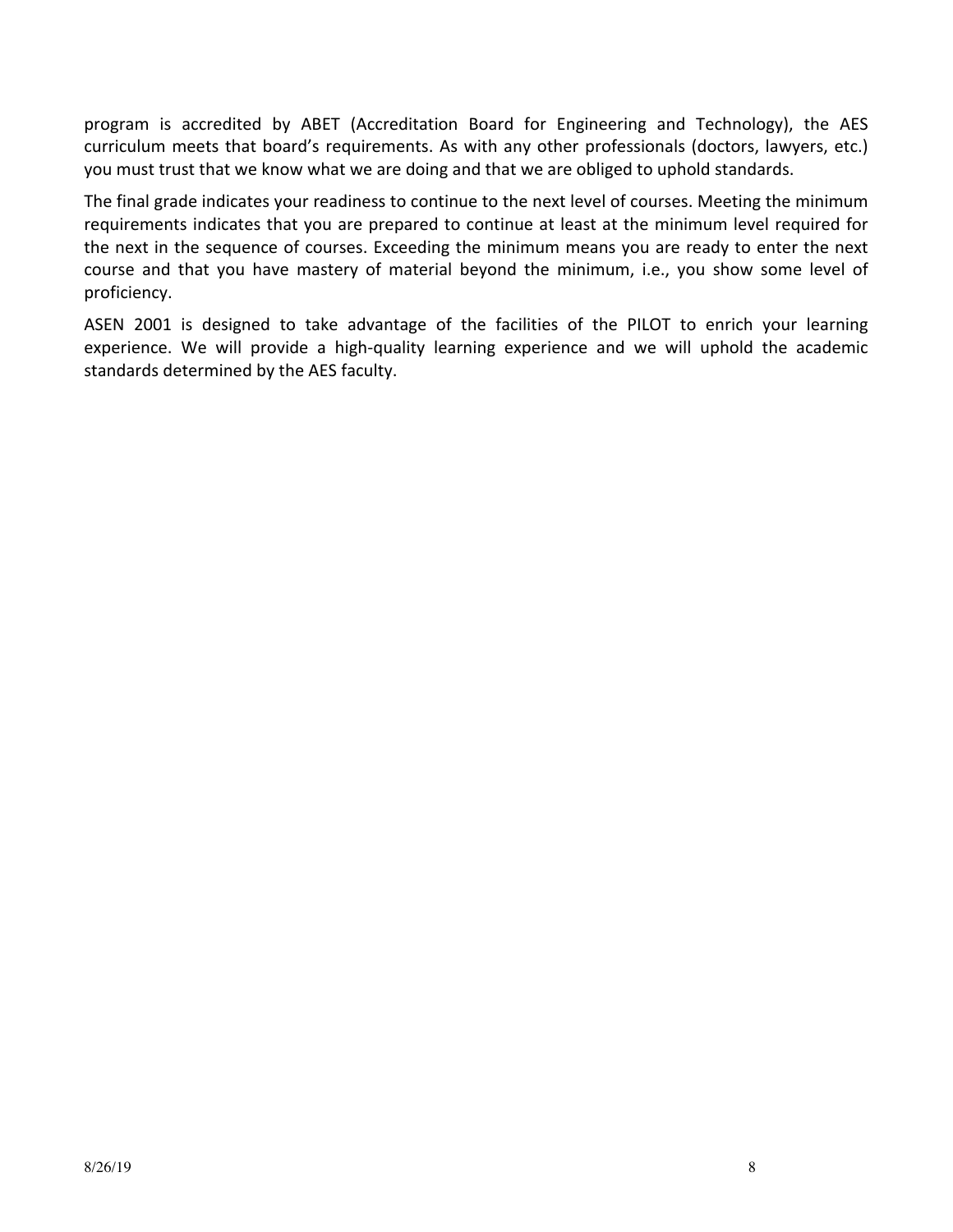program is accredited by ABET (Accreditation Board for Engineering and Technology), the AES curriculum meets that board's requirements. As with any other professionals (doctors, lawyers, etc.) you must trust that we know what we are doing and that we are obliged to uphold standards.

The final grade indicates your readiness to continue to the next level of courses. Meeting the minimum requirements indicates that you are prepared to continue at least at the minimum level required for the next in the sequence of courses. Exceeding the minimum means you are ready to enter the next course and that you have mastery of material beyond the minimum, i.e., you show some level of proficiency.

ASEN 2001 is designed to take advantage of the facilities of the PILOT to enrich your learning experience. We will provide a high-quality learning experience and we will uphold the academic standards determined by the AES faculty.